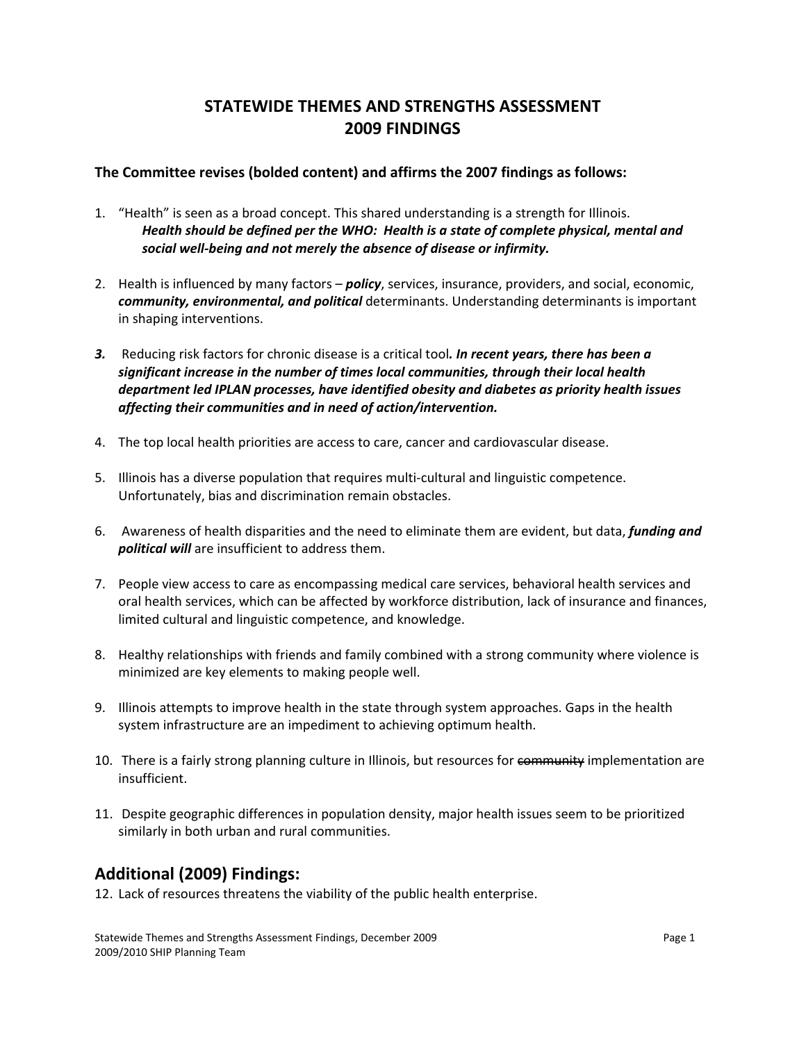# STATEWIDE THEMES AND STRENGTHS ASSESSMENT
# 2009 FINDINGS

**The Committee revises (bolded content) and affirms the 2007 findings as follows:**

1. "Health" is seen as a broad concept. This shared understanding is a strength for Illinois.
   ***Health should be defined per the WHO: Health is a state of complete physical, mental and social well-being and not merely the absence of disease or infirmity.***

2. Health is influenced by many factors – ***policy***, services, insurance, providers, and social, economic, ***community, environmental, and political*** determinants. Understanding determinants is important in shaping interventions.

3. Reducing risk factors for chronic disease is a critical tool***. In recent years, there has been a significant increase in the number of times local communities, through their local health department led IPLAN processes, have identified obesity and diabetes as priority health issues affecting their communities and in need of action/intervention.***

4. The top local health priorities are access to care, cancer and cardiovascular disease.

5. Illinois has a diverse population that requires multi-cultural and linguistic competence. Unfortunately, bias and discrimination remain obstacles.

6. Awareness of health disparities and the need to eliminate them are evident, but data, ***funding and political will*** are insufficient to address them.

7. People view access to care as encompassing medical care services, behavioral health services and oral health services, which can be affected by workforce distribution, lack of insurance and finances, limited cultural and linguistic competence, and knowledge.

8. Healthy relationships with friends and family combined with a strong community where violence is minimized are key elements to making people well.

9. Illinois attempts to improve health in the state through system approaches. Gaps in the health system infrastructure are an impediment to achieving optimum health.

10. There is a fairly strong planning culture in Illinois, but resources for ~~community~~ implementation are insufficient.

11. Despite geographic differences in population density, major health issues seem to be prioritized similarly in both urban and rural communities.

## Additional (2009) Findings:

12. Lack of resources threatens the viability of the public health enterprise.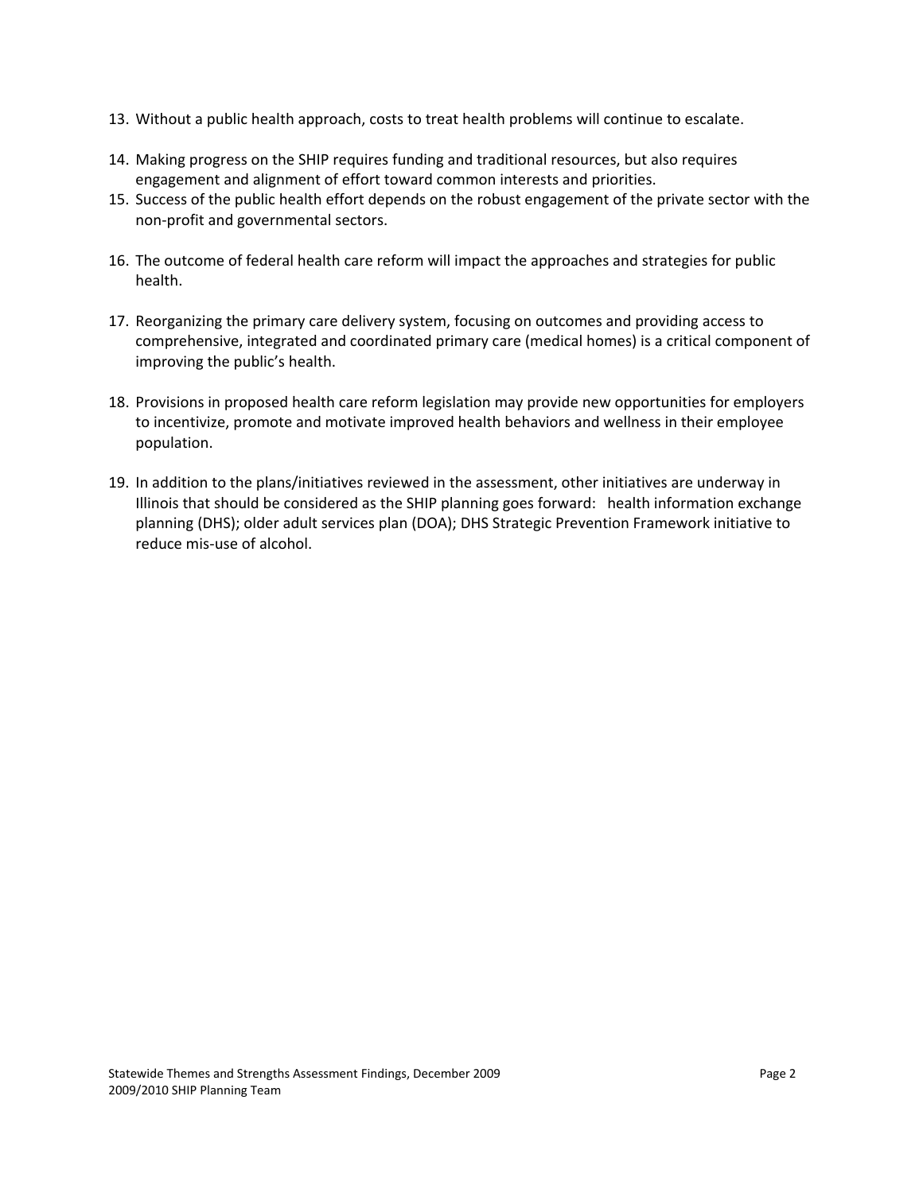13. Without a public health approach, costs to treat health problems will continue to escalate.

14. Making progress on the SHIP requires funding and traditional resources, but also requires engagement and alignment of effort toward common interests and priorities.

15. Success of the public health effort depends on the robust engagement of the private sector with the non-profit and governmental sectors.

16. The outcome of federal health care reform will impact the approaches and strategies for public health.

17. Reorganizing the primary care delivery system, focusing on outcomes and providing access to comprehensive, integrated and coordinated primary care (medical homes) is a critical component of improving the public's health.

18. Provisions in proposed health care reform legislation may provide new opportunities for employers to incentivize, promote and motivate improved health behaviors and wellness in their employee population.

19. In addition to the plans/initiatives reviewed in the assessment, other initiatives are underway in Illinois that should be considered as the SHIP planning goes forward: health information exchange planning (DHS); older adult services plan (DOA); DHS Strategic Prevention Framework initiative to reduce mis-use of alcohol.